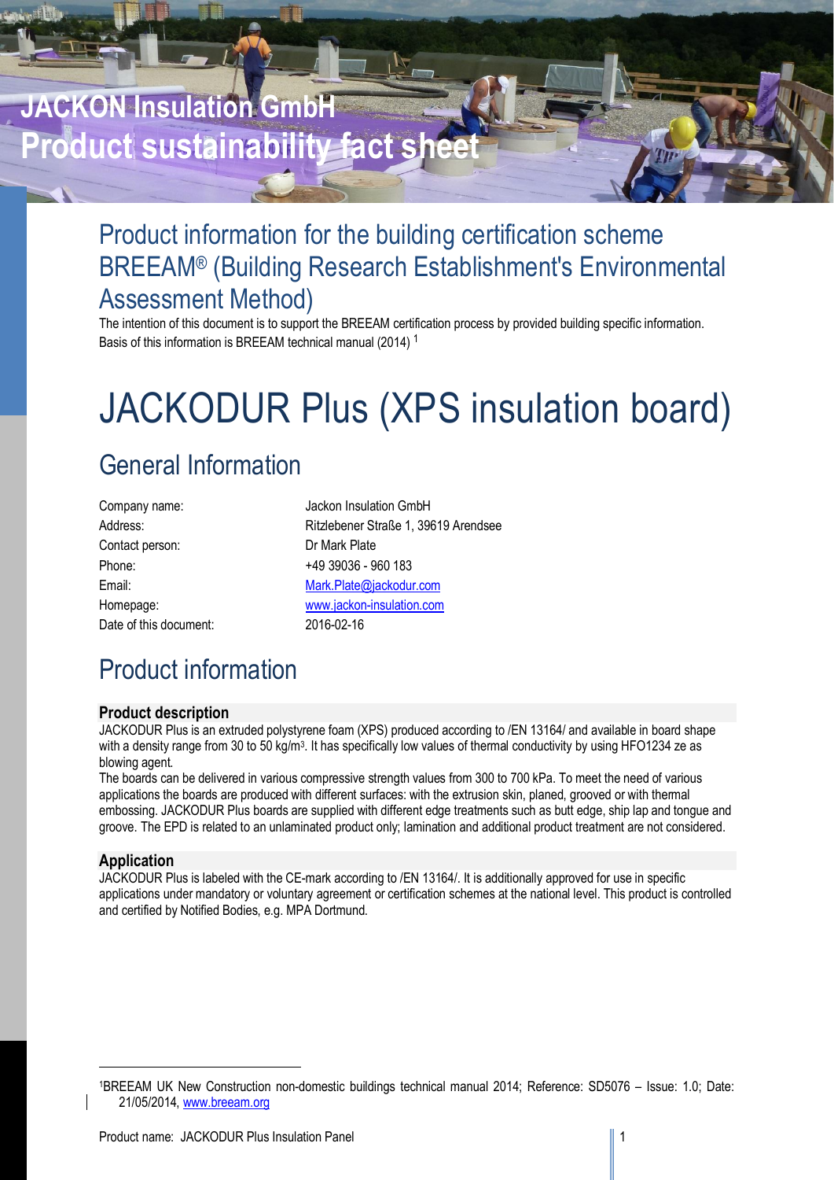# JACKON Insulation GmbH
# Product sustainability fact sheet

## Product information for the building certification scheme BREEAM® (Building Research Establishment's Environmental Assessment Method)

The intention of this document is to support the BREEAM certification process by provided building specific information. Basis of this information is BREEAM technical manual (2014) [1]

# JACKODUR Plus (XPS insulation board)

## General Information

| | |
|---|---|
| Company name: | Jackon Insulation GmbH |
| Address: | Ritzlebener Straße 1, 39619 Arendsee |
| Contact person: | Dr Mark Plate |
| Phone: | +49 39036 - 960 183 |
| Email: | Mark.Plate@jackodur.com |
| Homepage: | www.jackon-insulation.com |
| Date of this document: | 2016-02-16 |

## Product information

### Product description

JACKODUR Plus is an extruded polystyrene foam (XPS) produced according to /EN 13164/ and available in board shape with a density range from 30 to 50 kg/m³. It has specifically low values of thermal conductivity by using HFO1234 ze as blowing agent.

The boards can be delivered in various compressive strength values from 300 to 700 kPa. To meet the need of various applications the boards are produced with different surfaces: with the extrusion skin, planed, grooved or with thermal embossing. JACKODUR Plus boards are supplied with different edge treatments such as butt edge, ship lap and tongue and groove. The EPD is related to an unlaminated product only; lamination and additional product treatment are not considered.

### Application

JACKODUR Plus is labeled with the CE-mark according to /EN 13164/. It is additionally approved for use in specific applications under mandatory or voluntary agreement or certification schemes at the national level. This product is controlled and certified by Notified Bodies, e.g. MPA Dortmund.

[1] BREEAM UK New Construction non-domestic buildings technical manual 2014; Reference: SD5076 – Issue: 1.0; Date: 21/05/2014, www.breeam.org

Product name: JACKODUR Plus Insulation Panel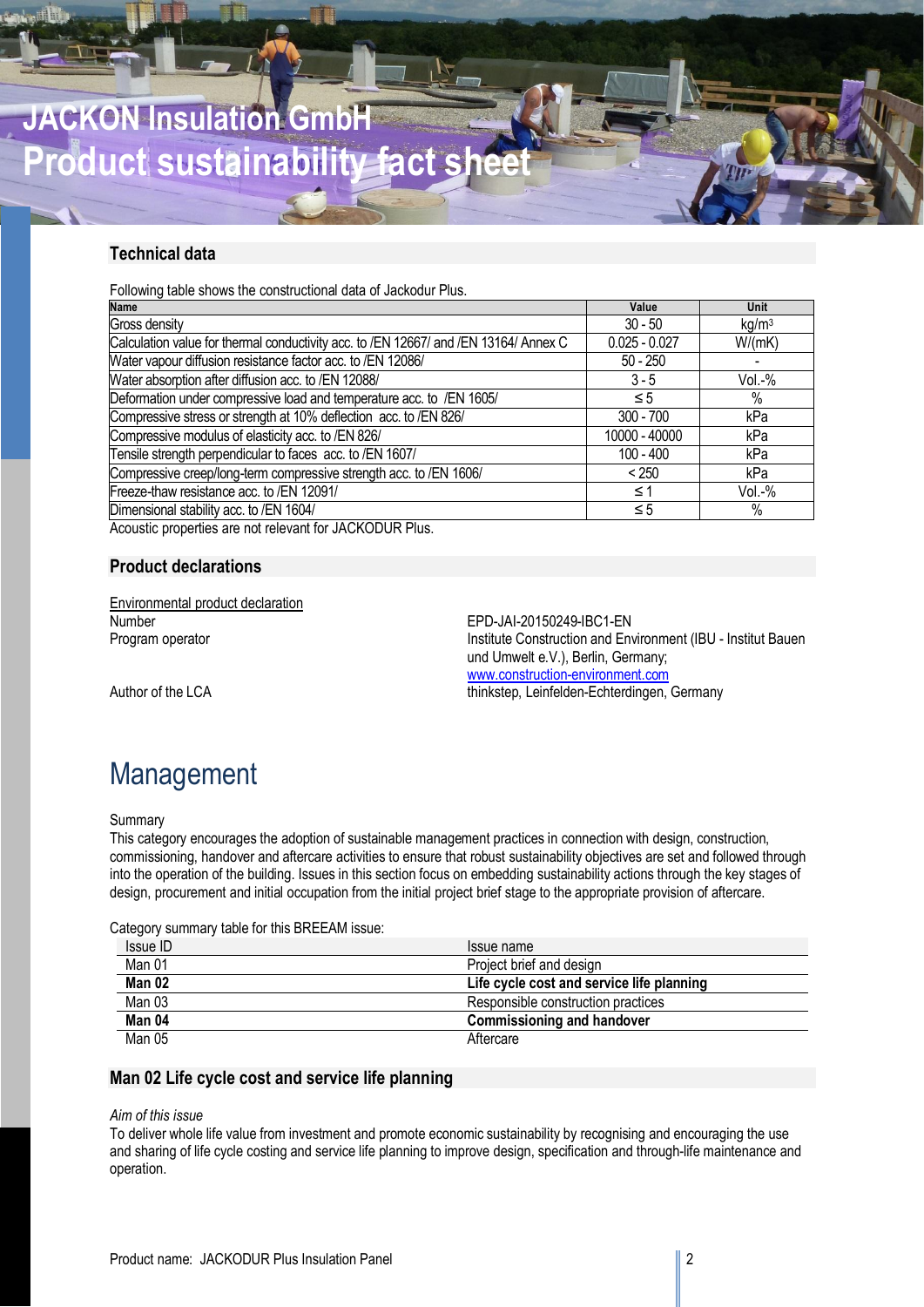# JACKON Insulation GmbH
# Product sustainability fact sheet

## Technical data

Following table shows the constructional data of Jackodur Plus.

| Name | Value | Unit |
|---|---|---|
| Gross density | 30 - 50 | kg/m³ |
| Calculation value for thermal conductivity acc. to /EN 12667/ and /EN 13164/ Annex C | 0.025 - 0.027 | W/(mK) |
| Water vapour diffusion resistance factor acc. to /EN 12086/ | 50 - 250 | - |
| Water absorption after diffusion acc. to /EN 12088/ | 3 - 5 | Vol.-% |
| Deformation under compressive load and temperature acc. to /EN 1605/ | ≤ 5 | % |
| Compressive stress or strength at 10% deflection acc. to /EN 826/ | 300 - 700 | kPa |
| Compressive modulus of elasticity acc. to /EN 826/ | 10000 - 40000 | kPa |
| Tensile strength perpendicular to faces acc. to /EN 1607/ | 100 - 400 | kPa |
| Compressive creep/long-term compressive strength acc. to /EN 1606/ | < 250 | kPa |
| Freeze-thaw resistance acc. to /EN 12091/ | ≤ 1 | Vol.-% |
| Dimensional stability acc. to /EN 1604/ | ≤ 5 | % |

Acoustic properties are not relevant for JACKODUR Plus.

## Product declarations

Environmental product declaration

Number: EPD-JAI-20150249-IBC1-EN

Program operator: Institute Construction and Environment (IBU - Institut Bauen und Umwelt e.V.), Berlin, Germany; www.construction-environment.com

Author of the LCA: thinkstep, Leinfelden-Echterdingen, Germany

# Management

Summary

This category encourages the adoption of sustainable management practices in connection with design, construction, commissioning, handover and aftercare activities to ensure that robust sustainability objectives are set and followed through into the operation of the building. Issues in this section focus on embedding sustainability actions through the key stages of design, procurement and initial occupation from the initial project brief stage to the appropriate provision of aftercare.

Category summary table for this BREEAM issue:

| Issue ID | Issue name |
|---|---|
| Man 01 | Project brief and design |
| **Man 02** | **Life cycle cost and service life planning** |
| Man 03 | Responsible construction practices |
| **Man 04** | **Commissioning and handover** |
| Man 05 | Aftercare |

## Man 02 Life cycle cost and service life planning

*Aim of this issue*

To deliver whole life value from investment and promote economic sustainability by recognising and encouraging the use and sharing of life cycle costing and service life planning to improve design, specification and through-life maintenance and operation.

Product name: JACKODUR Plus Insulation Panel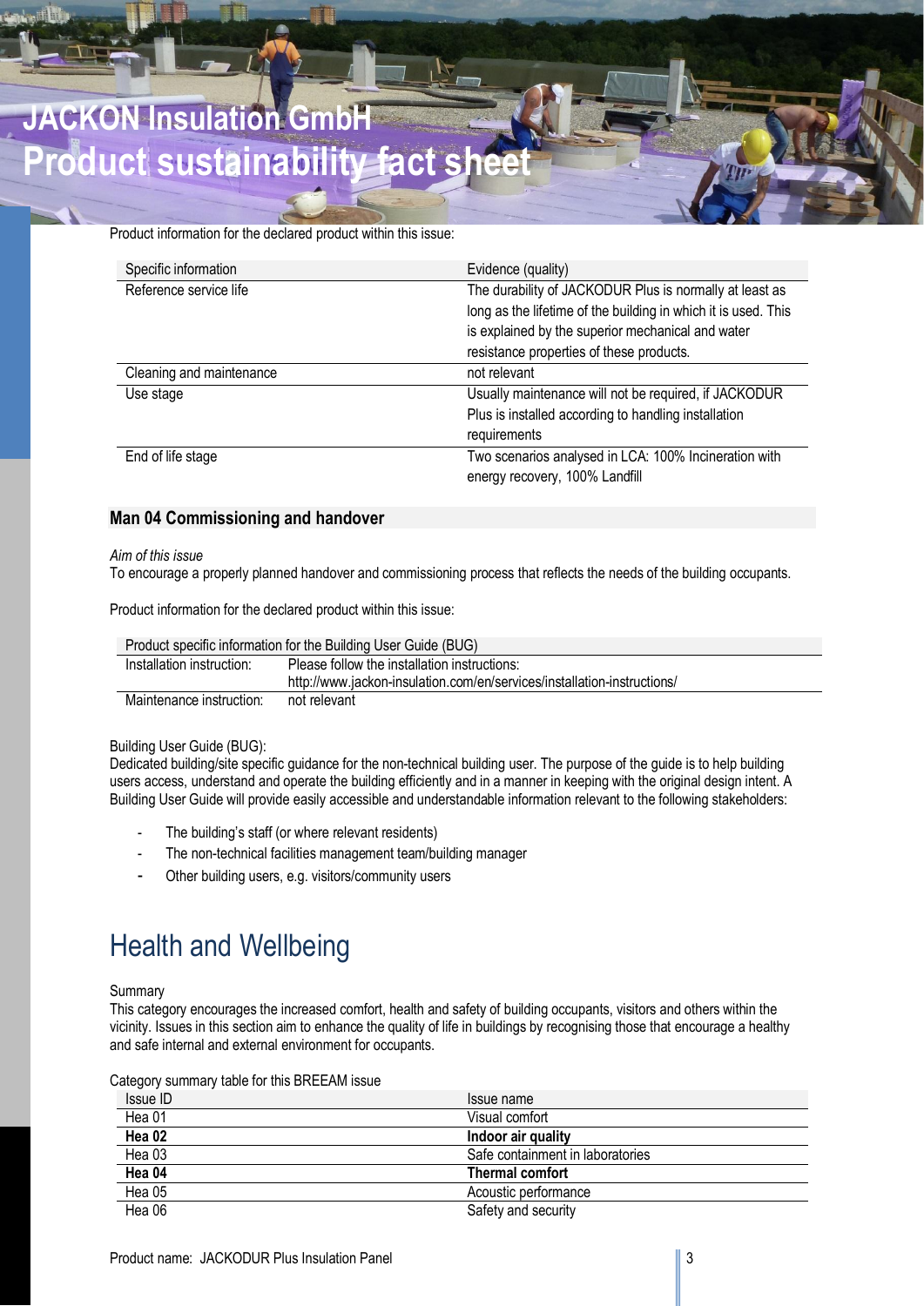Product information for the declared product within this issue:

| Specific information | Evidence (quality) |
|---|---|
| Reference service life | The durability of JACKODUR Plus is normally at least as long as the lifetime of the building in which it is used. This is explained by the superior mechanical and water resistance properties of these products. |
| Cleaning and maintenance | not relevant |
| Use stage | Usually maintenance will not be required, if JACKODUR Plus is installed according to handling installation requirements |
| End of life stage | Two scenarios analysed in LCA: 100% Incineration with energy recovery, 100% Landfill |

## Man 04 Commissioning and handover

*Aim of this issue*
To encourage a properly planned handover and commissioning process that reflects the needs of the building occupants.

Product information for the declared product within this issue:

| Product specific information for the Building User Guide (BUG) | |
|---|---|
| Installation instruction: | Please follow the installation instructions: http://www.jackon-insulation.com/en/services/installation-instructions/ |
| Maintenance instruction: | not relevant |

Building User Guide (BUG):
Dedicated building/site specific guidance for the non-technical building user. The purpose of the guide is to help building users access, understand and operate the building efficiently and in a manner in keeping with the original design intent. A Building User Guide will provide easily accessible and understandable information relevant to the following stakeholders:

- The building's staff (or where relevant residents)
- The non-technical facilities management team/building manager
- Other building users, e.g. visitors/community users

# Health and Wellbeing

Summary
This category encourages the increased comfort, health and safety of building occupants, visitors and others within the vicinity. Issues in this section aim to enhance the quality of life in buildings by recognising those that encourage a healthy and safe internal and external environment for occupants.

Category summary table for this BREEAM issue

| Issue ID | Issue name |
|---|---|
| Hea 01 | Visual comfort |
| **Hea 02** | **Indoor air quality** |
| Hea 03 | Safe containment in laboratories |
| **Hea 04** | **Thermal comfort** |
| Hea 05 | Acoustic performance |
| Hea 06 | Safety and security |

Product name: JACKODUR Plus Insulation Panel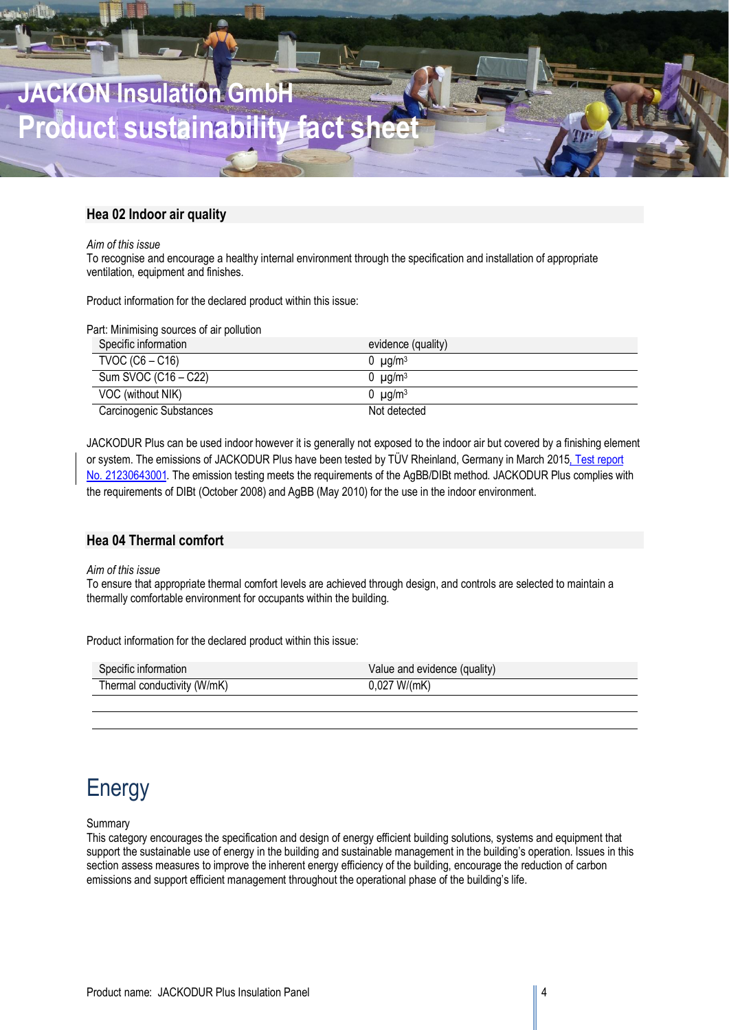# JACKON Insulation GmbH
# Product sustainability fact sheet

## Hea 02 Indoor air quality

*Aim of this issue*
To recognise and encourage a healthy internal environment through the specification and installation of appropriate ventilation, equipment and finishes.

Product information for the declared product within this issue:

Part: Minimising sources of air pollution

| Specific information | evidence (quality) |
|---|---|
| TVOC (C6 – C16) | 0 µg/m³ |
| Sum SVOC (C16 – C22) | 0 µg/m³ |
| VOC (without NIK) | 0 µg/m³ |
| Carcinogenic Substances | Not detected |

JACKODUR Plus can be used indoor however it is generally not exposed to the indoor air but covered by a finishing element or system. The emissions of JACKODUR Plus have been tested by TÜV Rheinland, Germany in March 2015, Test report No. 21230643001. The emission testing meets the requirements of the AgBB/DIBt method. JACKODUR Plus complies with the requirements of DIBt (October 2008) and AgBB (May 2010) for the use in the indoor environment.

## Hea 04 Thermal comfort

*Aim of this issue*
To ensure that appropriate thermal comfort levels are achieved through design, and controls are selected to maintain a thermally comfortable environment for occupants within the building.

Product information for the declared product within this issue:

| Specific information | Value and evidence (quality) |
|---|---|
| Thermal conductivity (W/mK) | 0,027 W/(mK) |
| | |
| | |

# Energy

Summary
This category encourages the specification and design of energy efficient building solutions, systems and equipment that support the sustainable use of energy in the building and sustainable management in the building's operation. Issues in this section assess measures to improve the inherent energy efficiency of the building, encourage the reduction of carbon emissions and support efficient management throughout the operational phase of the building's life.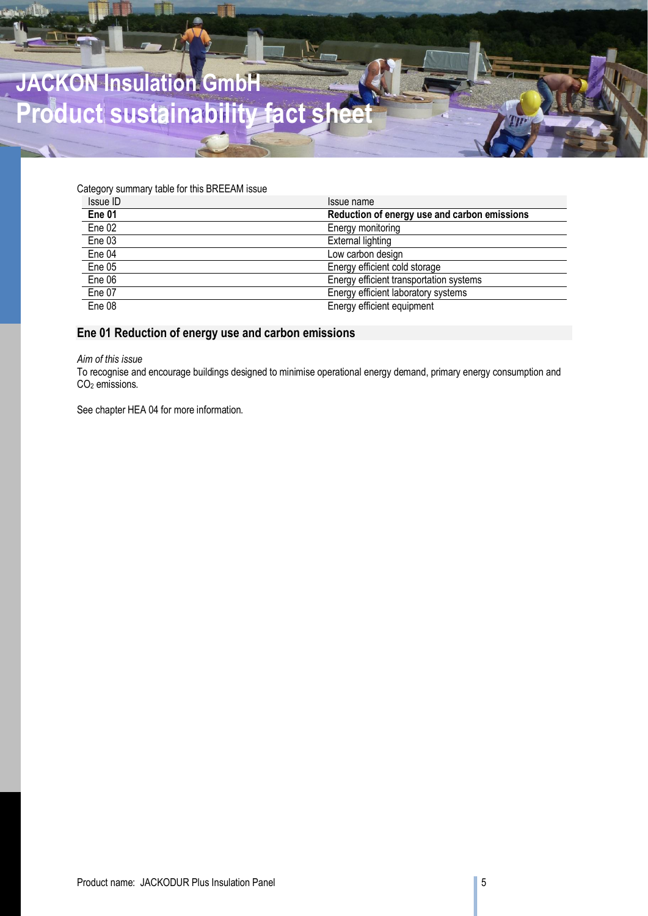Category summary table for this BREEAM issue

| Issue ID | Issue name |
|---|---|
| **Ene 01** | **Reduction of energy use and carbon emissions** |
| Ene 02 | Energy monitoring |
| Ene 03 | External lighting |
| Ene 04 | Low carbon design |
| Ene 05 | Energy efficient cold storage |
| Ene 06 | Energy efficient transportation systems |
| Ene 07 | Energy efficient laboratory systems |
| Ene 08 | Energy efficient equipment |

## Ene 01 Reduction of energy use and carbon emissions

*Aim of this issue*

To recognise and encourage buildings designed to minimise operational energy demand, primary energy consumption and $CO_2$ emissions.

See chapter HEA 04 for more information.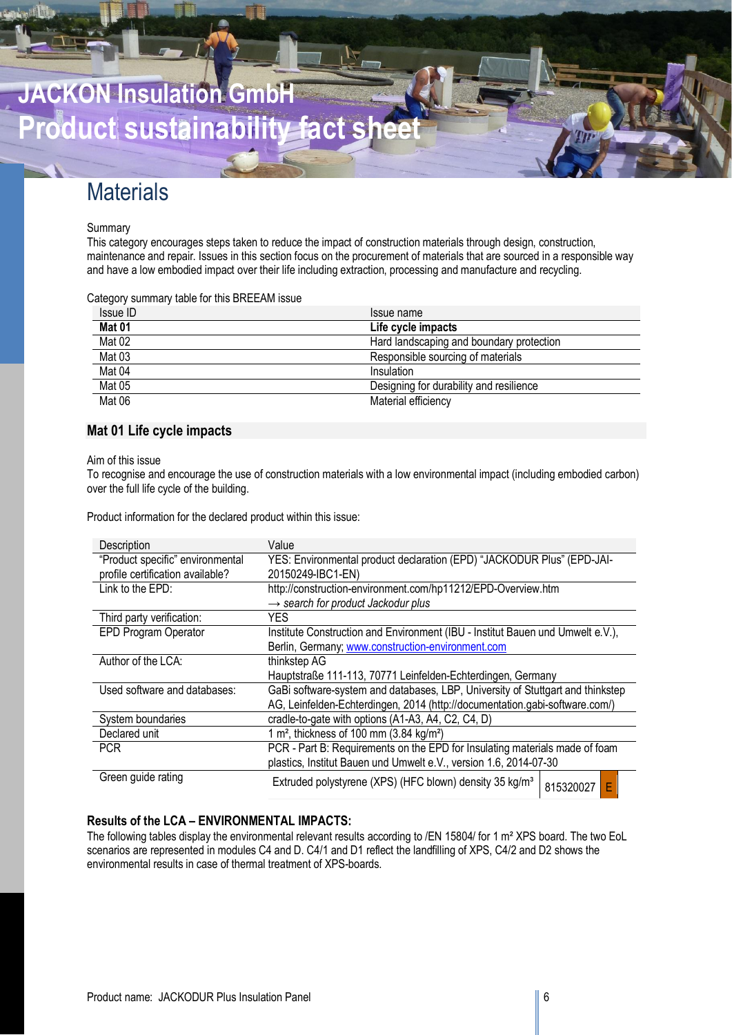# JACKON Insulation GmbH
# Product sustainability fact sheet

## Materials

Summary

This category encourages steps taken to reduce the impact of construction materials through design, construction, maintenance and repair. Issues in this section focus on the procurement of materials that are sourced in a responsible way and have a low embodied impact over their life including extraction, processing and manufacture and recycling.

Category summary table for this BREEAM issue

| Issue ID | Issue name |
|---|---|
| **Mat 01** | **Life cycle impacts** |
| Mat 02 | Hard landscaping and boundary protection |
| Mat 03 | Responsible sourcing of materials |
| Mat 04 | Insulation |
| Mat 05 | Designing for durability and resilience |
| Mat 06 | Material efficiency |

### Mat 01 Life cycle impacts

Aim of this issue

To recognise and encourage the use of construction materials with a low environmental impact (including embodied carbon) over the full life cycle of the building.

Product information for the declared product within this issue:

| Description | Value |
|---|---|
| "Product specific" environmental profile certification available? | YES: Environmental product declaration (EPD) "JACKODUR Plus" (EPD-JAI-20150249-IBC1-EN) |
| Link to the EPD: | http://construction-environment.com/hp11212/EPD-Overview.htm<br>→ *search for product Jackodur plus* |
| Third party verification: | YES |
| EPD Program Operator | Institute Construction and Environment (IBU - Institut Bauen und Umwelt e.V.), Berlin, Germany; www.construction-environment.com |
| Author of the LCA: | thinkstep AG<br>Hauptstraße 111-113, 70771 Leinfelden-Echterdingen, Germany |
| Used software and databases: | GaBi software-system and databases, LBP, University of Stuttgart and thinkstep AG, Leinfelden-Echterdingen, 2014 (http://documentation.gabi-software.com/) |
| System boundaries | cradle-to-gate with options (A1-A3, A4, C2, C4, D) |
| Declared unit | 1 m², thickness of 100 mm (3.84 kg/m²) |
| PCR | PCR - Part B: Requirements on the EPD for Insulating materials made of foam plastics, Institut Bauen und Umwelt e.V., version 1.6, 2014-07-30 |
| Green guide rating | Extruded polystyrene (XPS) (HFC blown) density 35 kg/m³ \| 815320027 \| E |

**Results of the LCA – ENVIRONMENTAL IMPACTS:**

The following tables display the environmental relevant results according to /EN 15804/ for 1 m² XPS board. The two EoL scenarios are represented in modules C4 and D. C4/1 and D1 reflect the landfilling of XPS, C4/2 and D2 shows the environmental results in case of thermal treatment of XPS-boards.

Product name: JACKODUR Plus Insulation Panel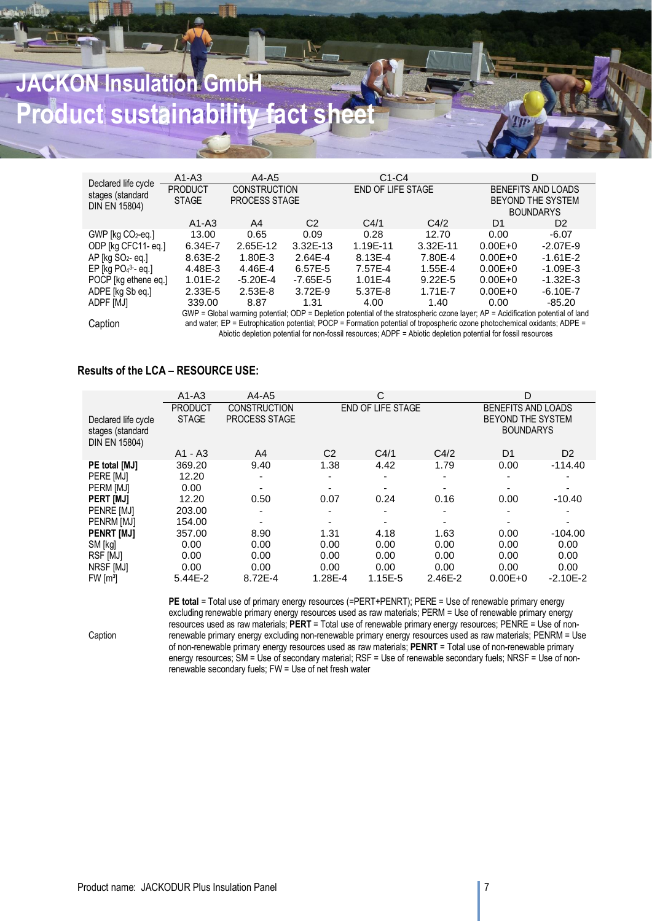# JACKON Insulation GmbH
# Product sustainability fact sheet

| Declared life cycle stages (standard DIN EN 15804) | A1-A3 | A4-A5 | | C1-C4 | | D | |
|---|---|---|---|---|---|---|---|
| | PRODUCT STAGE | CONSTRUCTION PROCESS STAGE | | END OF LIFE STAGE | | BENEFITS AND LOADS BEYOND THE SYSTEM BOUNDARYS | |
| | A1-A3 | A4 | C2 | C4/1 | C4/2 | D1 | D2 |
| GWP [kg $CO_2$-eq.] | 13.00 | 0.65 | 0.09 | 0.28 | 12.70 | 0.00 | -6.07 |
| ODP [kg CFC11- eq.] | 6.34E-7 | 2.65E-12 | 3.32E-13 | 1.19E-11 | 3.32E-11 | 0.00E+0 | -2.07E-9 |
| AP [kg $SO_2$- eq.] | 8.63E-2 | 1.80E-3 | 2.64E-4 | 8.13E-4 | 7.80E-4 | 0.00E+0 | -1.61E-2 |
| EP [kg $PO_4^{3-}$- eq.] | 4.48E-3 | 4.46E-4 | 6.57E-5 | 7.57E-4 | 1.55E-4 | 0.00E+0 | -1.09E-3 |
| POCP [kg ethene eq.] | 1.01E-2 | -5.20E-4 | -7.65E-5 | 1.01E-4 | 9.22E-5 | 0.00E+0 | -1.32E-3 |
| ADPE [kg Sb eq.] | 2.33E-5 | 2.53E-8 | 3.72E-9 | 5.37E-8 | 1.71E-7 | 0.00E+0 | -6.10E-7 |
| ADPF [MJ] | 339.00 | 8.87 | 1.31 | 4.00 | 1.40 | 0.00 | -85.20 |

Caption: GWP = Global warming potential; ODP = Depletion potential of the stratospheric ozone layer; AP = Acidification potential of land and water; EP = Eutrophication potential; POCP = Formation potential of tropospheric ozone photochemical oxidants; ADPE = Abiotic depletion potential for non-fossil resources; ADPF = Abiotic depletion potential for fossil resources

## Results of the LCA – RESOURCE USE:

| Declared life cycle stages (standard DIN EN 15804) | A1-A3 | A4-A5 | C | | | D | |
|---|---|---|---|---|---|---|---|
| | PRODUCT STAGE | CONSTRUCTION PROCESS STAGE | END OF LIFE STAGE | | | BENEFITS AND LOADS BEYOND THE SYSTEM BOUNDARYS | |
| | A1 - A3 | A4 | C2 | C4/1 | C4/2 | D1 | D2 |
| **PE total [MJ]** | 369.20 | 9.40 | 1.38 | 4.42 | 1.79 | 0.00 | -114.40 |
| PERE [MJ] | 12.20 | - | - | - | - | - | - |
| PERM [MJ] | 0.00 | - | - | - | - | - | - |
| **PERT [MJ]** | 12.20 | 0.50 | 0.07 | 0.24 | 0.16 | 0.00 | -10.40 |
| PENRE [MJ] | 203.00 | - | - | - | - | - | - |
| PENRM [MJ] | 154.00 | - | - | - | - | - | - |
| **PENRT [MJ]** | 357.00 | 8.90 | 1.31 | 4.18 | 1.63 | 0.00 | -104.00 |
| SM [kg] | 0.00 | 0.00 | 0.00 | 0.00 | 0.00 | 0.00 | 0.00 |
| RSF [MJ] | 0.00 | 0.00 | 0.00 | 0.00 | 0.00 | 0.00 | 0.00 |
| NRSF [MJ] | 0.00 | 0.00 | 0.00 | 0.00 | 0.00 | 0.00 | 0.00 |
| FW [$m^3$] | 5.44E-2 | 8.72E-4 | 1.28E-4 | 1.15E-5 | 2.46E-2 | 0.00E+0 | -2.10E-2 |

Caption: **PE total** = Total use of primary energy resources (=PERT+PENRT); PERE = Use of renewable primary energy excluding renewable primary energy resources used as raw materials; PERM = Use of renewable primary energy resources used as raw materials; **PERT** = Total use of renewable primary energy resources; PENRE = Use of non-renewable primary energy excluding non-renewable primary energy resources used as raw materials; PENRM = Use of non-renewable primary energy resources used as raw materials; **PENRT** = Total use of non-renewable primary energy resources; SM = Use of secondary material; RSF = Use of renewable secondary fuels; NRSF = Use of non-renewable secondary fuels; FW = Use of net fresh water

Product name: JACKODUR Plus Insulation Panel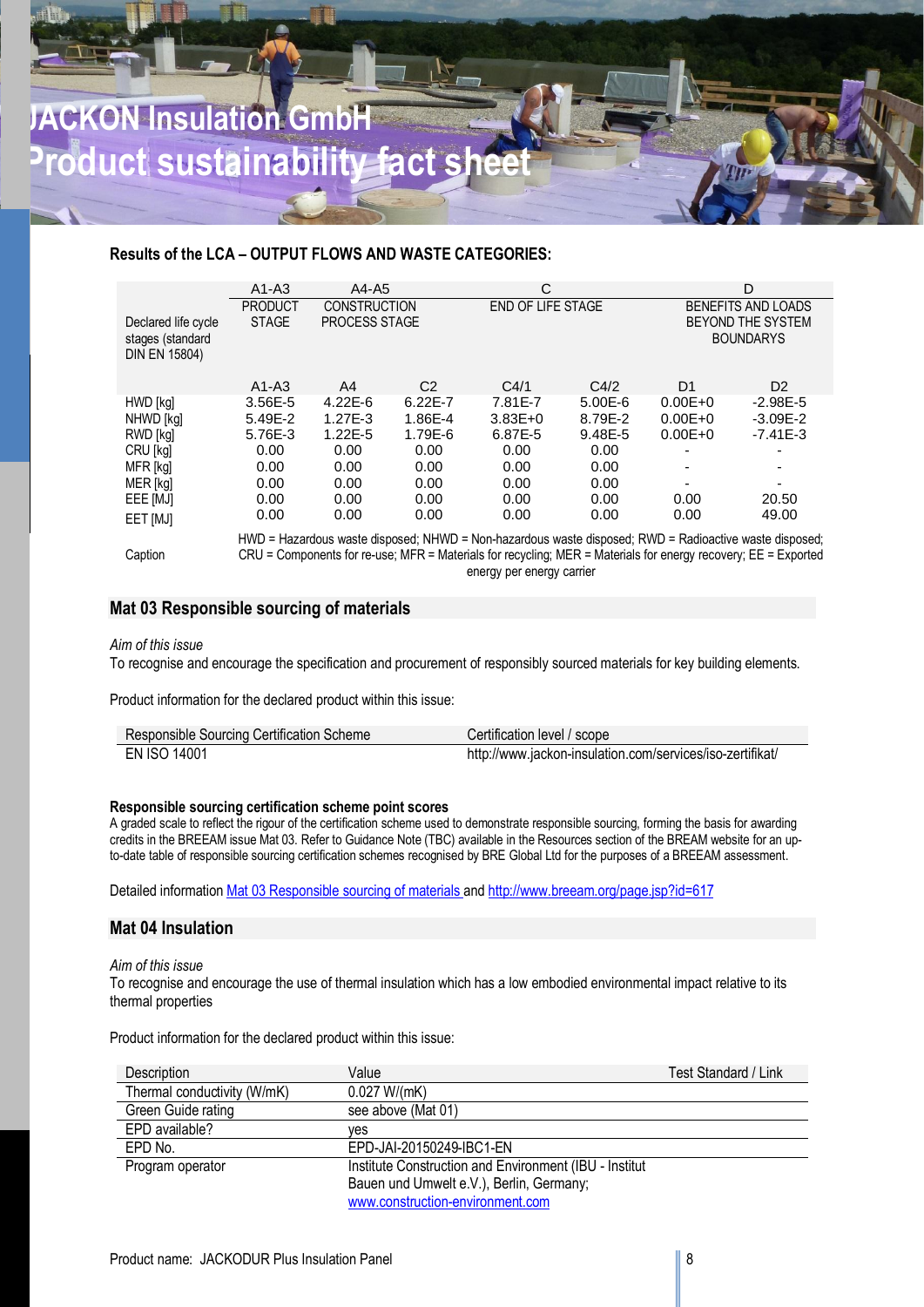# JACKON Insulation GmbH
# Product sustainability fact sheet

**Results of the LCA – OUTPUT FLOWS AND WASTE CATEGORIES:**

| Declared life cycle stages (standard DIN EN 15804) | A1-A3 PRODUCT STAGE | A4-A5 CONSTRUCTION PROCESS STAGE | | C END OF LIFE STAGE | | D BENEFITS AND LOADS BEYOND THE SYSTEM BOUNDARYS | |
|---|---|---|---|---|---|---|---|
| | A1-A3 | A4 | C2 | C4/1 | C4/2 | D1 | D2 |
| HWD [kg] | 3.56E-5 | 4.22E-6 | 6.22E-7 | 7.81E-7 | 5.00E-6 | 0.00E+0 | -2.98E-5 |
| NHWD [kg] | 5.49E-2 | 1.27E-3 | 1.86E-4 | 3.83E+0 | 8.79E-2 | 0.00E+0 | -3.09E-2 |
| RWD [kg] | 5.76E-3 | 1.22E-5 | 1.79E-6 | 6.87E-5 | 9.48E-5 | 0.00E+0 | -7.41E-3 |
| CRU [kg] | 0.00 | 0.00 | 0.00 | 0.00 | 0.00 | - | - |
| MFR [kg] | 0.00 | 0.00 | 0.00 | 0.00 | 0.00 | - | - |
| MER [kg] | 0.00 | 0.00 | 0.00 | 0.00 | 0.00 | - | - |
| EEE [MJ] | 0.00 | 0.00 | 0.00 | 0.00 | 0.00 | 0.00 | 20.50 |
| EET [MJ] | 0.00 | 0.00 | 0.00 | 0.00 | 0.00 | 0.00 | 49.00 |
| Caption | HWD = Hazardous waste disposed; NHWD = Non-hazardous waste disposed; RWD = Radioactive waste disposed; CRU = Components for re-use; MFR = Materials for recycling; MER = Materials for energy recovery; EE = Exported energy per energy carrier | | | | | | |

## Mat 03 Responsible sourcing of materials

*Aim of this issue*

To recognise and encourage the specification and procurement of responsibly sourced materials for key building elements.

Product information for the declared product within this issue:

| Responsible Sourcing Certification Scheme | Certification level / scope |
|---|---|
| EN ISO 14001 | http://www.jackon-insulation.com/services/iso-zertifikat/ |

**Responsible sourcing certification scheme point scores**

A graded scale to reflect the rigour of the certification scheme used to demonstrate responsible sourcing, forming the basis for awarding credits in the BREEAM issue Mat 03. Refer to Guidance Note (TBC) available in the Resources section of the BREAM website for an up-to-date table of responsible sourcing certification schemes recognised by BRE Global Ltd for the purposes of a BREEAM assessment.

Detailed information [Mat 03 Responsible sourcing of materials](Mat 03 Responsible sourcing of materials) and [http://www.breeam.org/page.jsp?id=617](http://www.breeam.org/page.jsp?id=617)

## Mat 04 Insulation

*Aim of this issue*

To recognise and encourage the use of thermal insulation which has a low embodied environmental impact relative to its thermal properties

Product information for the declared product within this issue:

| Description | Value | Test Standard / Link |
|---|---|---|
| Thermal conductivity (W/mK) | 0.027 W/(mK) | |
| Green Guide rating | see above (Mat 01) | |
| EPD available? | yes | |
| EPD No. | EPD-JAI-20150249-IBC1-EN | |
| Program operator | Institute Construction and Environment (IBU - Institut Bauen und Umwelt e.V.), Berlin, Germany; [www.construction-environment.com](http://www.construction-environment.com) | |

Product name: JACKODUR Plus Insulation Panel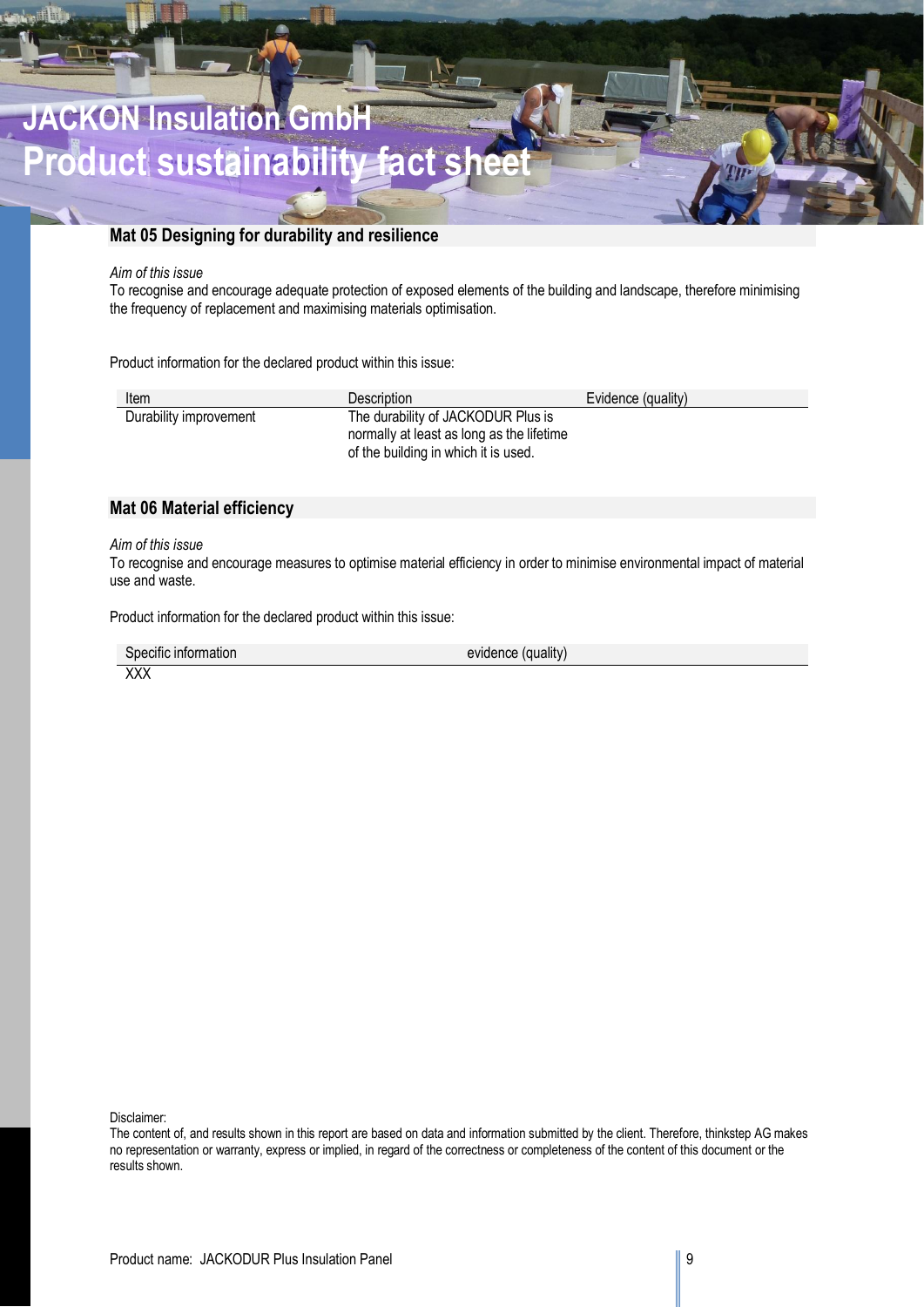JACKON Insulation GmbH

Product sustainability fact sheet

## Mat 05 Designing for durability and resilience

*Aim of this issue*

To recognise and encourage adequate protection of exposed elements of the building and landscape, therefore minimising the frequency of replacement and maximising materials optimisation.

Product information for the declared product within this issue:

| Item | Description | Evidence (quality) |
|---|---|---|
| Durability improvement | The durability of JACKODUR Plus is normally at least as long as the lifetime of the building in which it is used. | |

## Mat 06 Material efficiency

*Aim of this issue*

To recognise and encourage measures to optimise material efficiency in order to minimise environmental impact of material use and waste.

Product information for the declared product within this issue:

| Specific information | evidence (quality) |
|---|---|
| XXX | |

Disclaimer:

The content of, and results shown in this report are based on data and information submitted by the client. Therefore, thinkstep AG makes no representation or warranty, express or implied, in regard of the correctness or completeness of the content of this document or the results shown.

Product name: JACKODUR Plus Insulation Panel